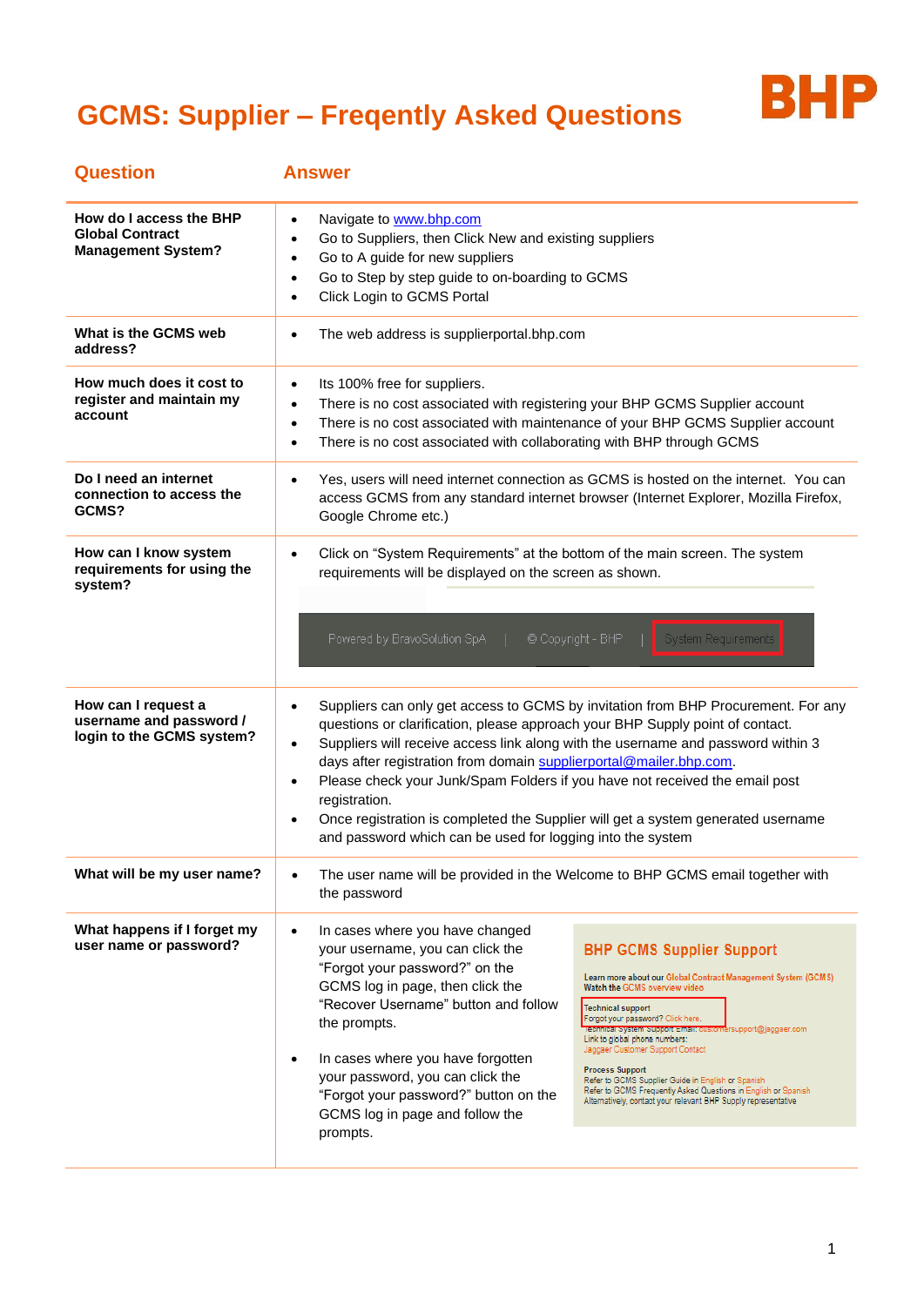# GCMS: Supplier – Freqently Asked Questions

| Question | Answer |
|---|---|
| **How do I access the BHP Global Contract Management System?** | • Navigate to www.bhp.com<br>• Go to Suppliers, then Click New and existing suppliers<br>• Go to A guide for new suppliers<br>• Go to Step by step guide to on-boarding to GCMS<br>• Click Login to GCMS Portal |
| **What is the GCMS web address?** | • The web address is supplierportal.bhp.com |
| **How much does it cost to register and maintain my account** | • Its 100% free for suppliers.<br>• There is no cost associated with registering your BHP GCMS Supplier account<br>• There is no cost associated with maintenance of your BHP GCMS Supplier account<br>• There is no cost associated with collaborating with BHP through GCMS |
| **Do I need an internet connection to access the GCMS?** | • Yes, users will need internet connection as GCMS is hosted on the internet. You can access GCMS from any standard internet browser (Internet Explorer, Mozilla Firefox, Google Chrome etc.) |
| **How can I know system requirements for using the system?** | • Click on "System Requirements" at the bottom of the main screen. The system requirements will be displayed on the screen as shown.<br>Powered by BravoSolution SpA \| © Copyright - BHP \| System Requirements |
| **How can I request a username and password / login to the GCMS system?** | • Suppliers can only get access to GCMS by invitation from BHP Procurement. For any questions or clarification, please approach your BHP Supply point of contact.<br>• Suppliers will receive access link along with the username and password within 3 days after registration from domain supplierportal@mailer.bhp.com.<br>• Please check your Junk/Spam Folders if you have not received the email post registration.<br>• Once registration is completed the Supplier will get a system generated username and password which can be used for logging into the system |
| **What will be my user name?** | • The user name will be provided in the Welcome to BHP GCMS email together with the password |
| **What happens if I forget my user name or password?** | • In cases where you have changed your username, you can click the "Forgot your password?" on the GCMS log in page, then click the "Recover Username" button and follow the prompts.<br>• In cases where you have forgotten your password, you can click the "Forgot your password?" button on the GCMS log in page and follow the prompts.<br><br>**BHP GCMS Supplier Support**<br>Learn more about our Global Contract Management System (GCMS)<br>Watch the GCMS overview video<br>Technical support<br>Forgot your password? Click here.<br>Technical System Support Email: customersupport@jaggaer.com<br>Link to global phone numbers:<br>Jaggaer Customer Support Contact<br>Process Support<br>Refer to GCMS Supplier Guide in English or Spanish<br>Refer to GCMS Frequently Asked Questions in English or Spanish<br>Alternatively, contact your relevant BHP Supply representative |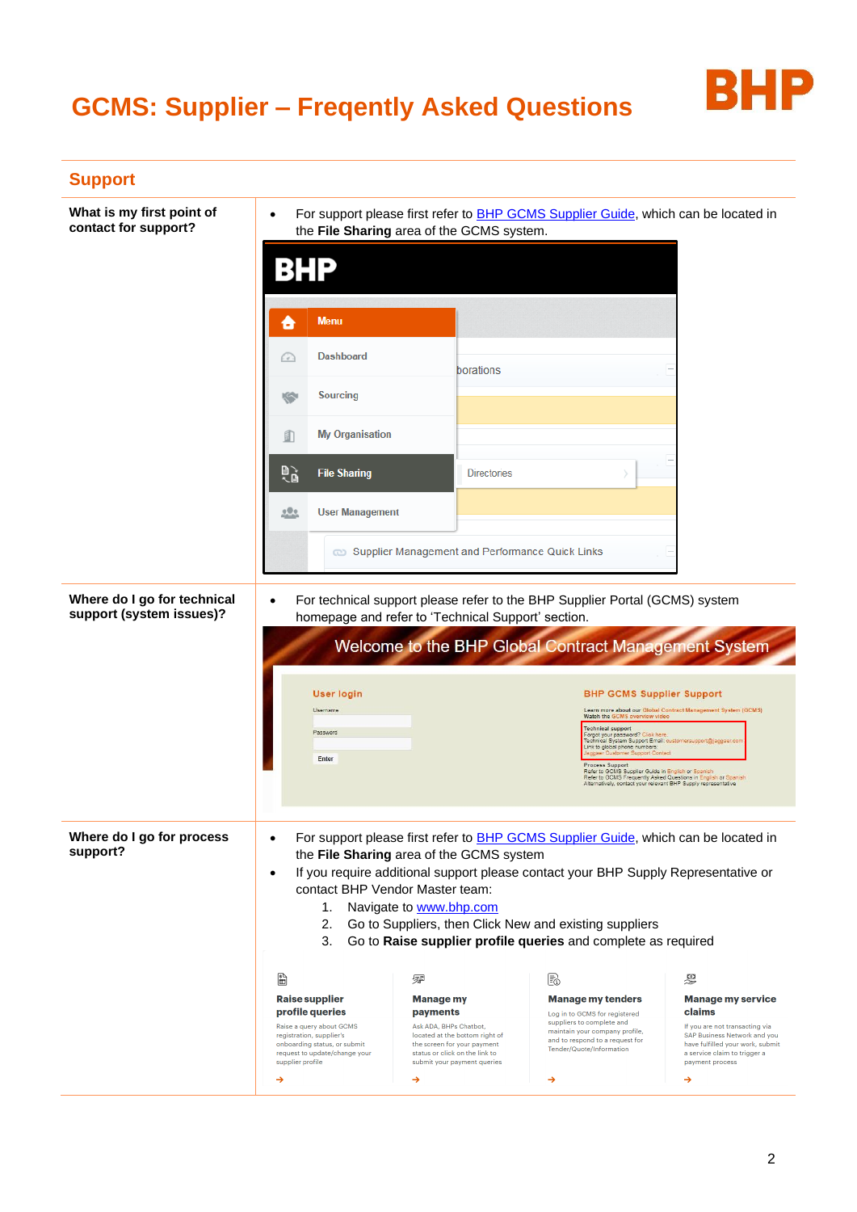# GCMS: Supplier – Freqently Asked Questions

## Support

| | |
|---|---|
| **What is my first point of contact for support?** | • For support please first refer to BHP GCMS Supplier Guide, which can be located in the **File Sharing** area of the GCMS system. |
| **Where do I go for technical support (system issues)?** | • For technical support please refer to the BHP Supplier Portal (GCMS) system homepage and refer to 'Technical Support' section. |
| **Where do I go for process support?** | • For support please first refer to BHP GCMS Supplier Guide, which can be located in the **File Sharing** area of the GCMS system<br>• If you require additional support please contact your BHP Supply Representative or contact BHP Vendor Master team:<br>1. Navigate to www.bhp.com<br>2. Go to Suppliers, then Click New and existing suppliers<br>3. Go to **Raise supplier profile queries** and complete as required |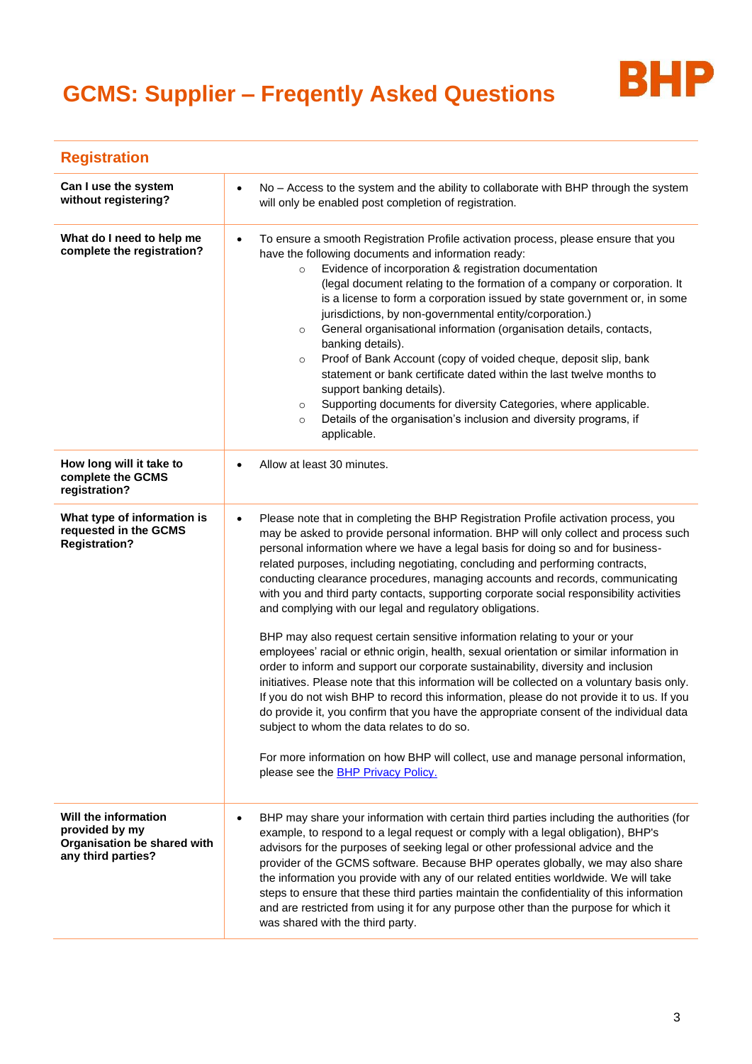# GCMS: Supplier – Freqently Asked Questions

BHP

## Registration

| | |
|---|---|
| **Can I use the system without registering?** | • No – Access to the system and the ability to collaborate with BHP through the system will only be enabled post completion of registration. |
| **What do I need to help me complete the registration?** | • To ensure a smooth Registration Profile activation process, please ensure that you have the following documents and information ready:<br>  ○ Evidence of incorporation & registration documentation (legal document relating to the formation of a company or corporation. It is a license to form a corporation issued by state government or, in some jurisdictions, by non-governmental entity/corporation.)<br>  ○ General organisational information (organisation details, contacts, banking details).<br>  ○ Proof of Bank Account (copy of voided cheque, deposit slip, bank statement or bank certificate dated within the last twelve months to support banking details).<br>  ○ Supporting documents for diversity Categories, where applicable.<br>  ○ Details of the organisation's inclusion and diversity programs, if applicable. |
| **How long will it take to complete the GCMS registration?** | • Allow at least 30 minutes. |
| **What type of information is requested in the GCMS Registration?** | • Please note that in completing the BHP Registration Profile activation process, you may be asked to provide personal information. BHP will only collect and process such personal information where we have a legal basis for doing so and for business-related purposes, including negotiating, concluding and performing contracts, conducting clearance procedures, managing accounts and records, communicating with you and third party contacts, supporting corporate social responsibility activities and complying with our legal and regulatory obligations.<br><br>BHP may also request certain sensitive information relating to your or your employees' racial or ethnic origin, health, sexual orientation or similar information in order to inform and support our corporate sustainability, diversity and inclusion initiatives. Please note that this information will be collected on a voluntary basis only. If you do not wish BHP to record this information, please do not provide it to us. If you do provide it, you confirm that you have the appropriate consent of the individual data subject to whom the data relates to do so.<br><br>For more information on how BHP will collect, use and manage personal information, please see the [BHP Privacy Policy.] |
| **Will the information provided by my Organisation be shared with any third parties?** | • BHP may share your information with certain third parties including the authorities (for example, to respond to a legal request or comply with a legal obligation), BHP's advisors for the purposes of seeking legal or other professional advice and the provider of the GCMS software. Because BHP operates globally, we may also share the information you provide with any of our related entities worldwide. We will take steps to ensure that these third parties maintain the confidentiality of this information and are restricted from using it for any purpose other than the purpose for which it was shared with the third party. |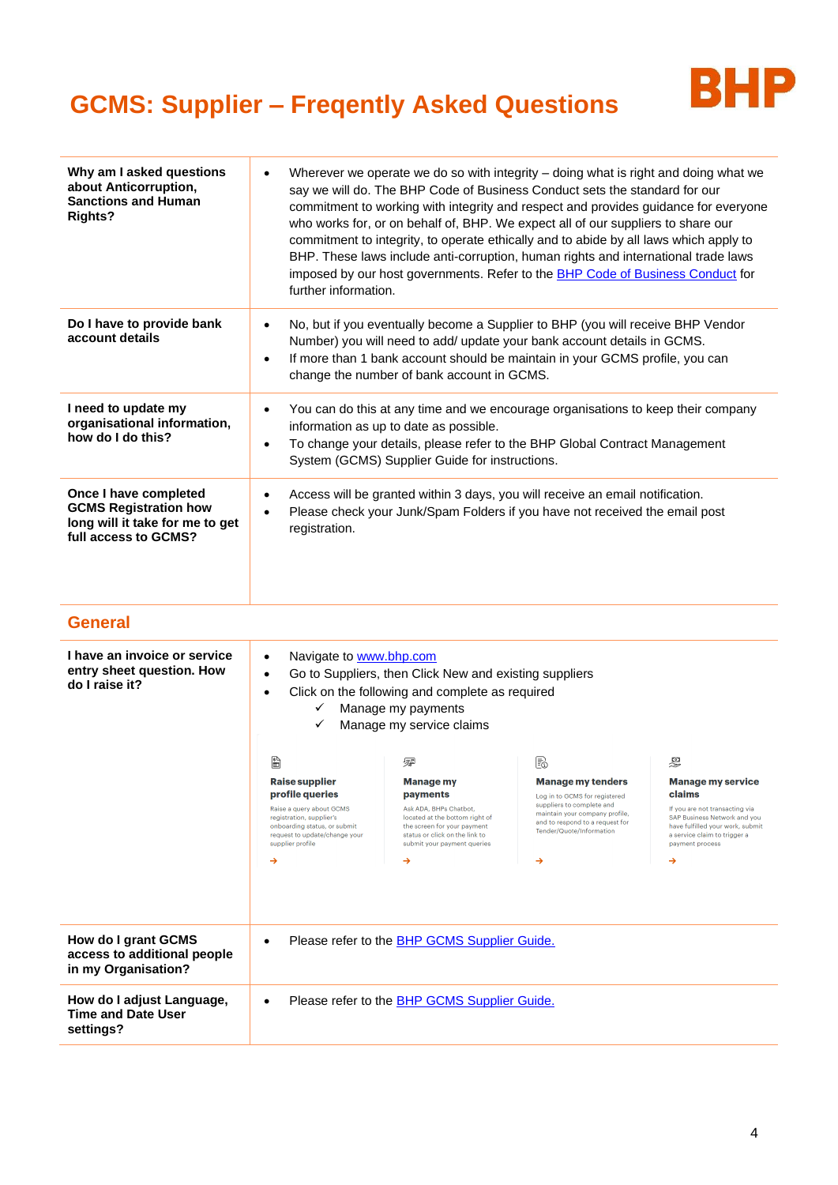# GCMS: Supplier – Freqently Asked Questions

| | |
|---|---|
| **Why am I asked questions about Anticorruption, Sanctions and Human Rights?** | • Wherever we operate we do so with integrity – doing what is right and doing what we say we will do. The BHP Code of Business Conduct sets the standard for our commitment to working with integrity and respect and provides guidance for everyone who works for, or on behalf of, BHP. We expect all of our suppliers to share our commitment to integrity, to operate ethically and to abide by all laws which apply to BHP. These laws include anti-corruption, human rights and international trade laws imposed by our host governments. Refer to the BHP Code of Business Conduct for further information. |
| **Do I have to provide bank account details** | • No, but if you eventually become a Supplier to BHP (you will receive BHP Vendor Number) you will need to add/ update your bank account details in GCMS.<br>• If more than 1 bank account should be maintain in your GCMS profile, you can change the number of bank account in GCMS. |
| **I need to update my organisational information, how do I do this?** | • You can do this at any time and we encourage organisations to keep their company information as up to date as possible.<br>• To change your details, please refer to the BHP Global Contract Management System (GCMS) Supplier Guide for instructions. |
| **Once I have completed GCMS Registration how long will it take for me to get full access to GCMS?** | • Access will be granted within 3 days, you will receive an email notification.<br>• Please check your Junk/Spam Folders if you have not received the email post registration. |

## General

| | |
|---|---|
| **I have an invoice or service entry sheet question. How do I raise it?** | • Navigate to www.bhp.com<br>• Go to Suppliers, then Click New and existing suppliers<br>• Click on the following and complete as required<br>  ✓ Manage my payments<br>  ✓ Manage my service claims<br><br>**Raise supplier profile queries** – Raise a query about GCMS registration, supplier's onboarding status, or submit request to update/change your supplier profile →<br>**Manage my payments** – Ask ADA, BHPs Chatbot, located at the bottom right of the screen for your payment status or click on the link to submit your payment queries →<br>**Manage my tenders** – Log in to GCMS for registered suppliers to complete and maintain your company profile, and to respond to a request for Tender/Quote/Information →<br>**Manage my service claims** – If you are not transacting via SAP Business Network and you have fulfilled your work, submit a service claim to trigger a payment process → |
| **How do I grant GCMS access to additional people in my Organisation?** | • Please refer to the BHP GCMS Supplier Guide. |
| **How do I adjust Language, Time and Date User settings?** | • Please refer to the BHP GCMS Supplier Guide. |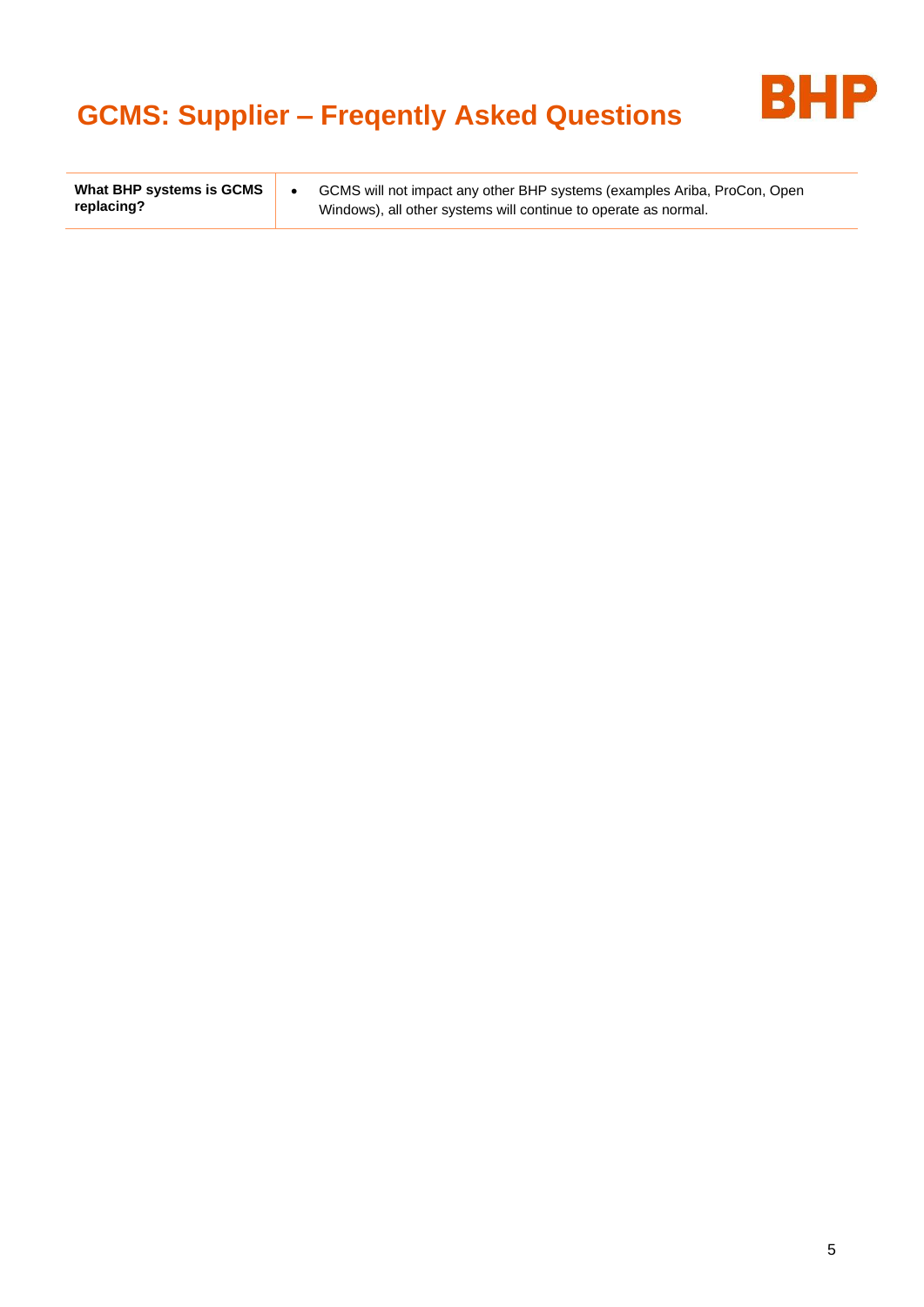# GCMS: Supplier – Freqently Asked Questions

| | |
|---|---|
| **What BHP systems is GCMS replacing?** | • GCMS will not impact any other BHP systems (examples Ariba, ProCon, Open Windows), all other systems will continue to operate as normal. |